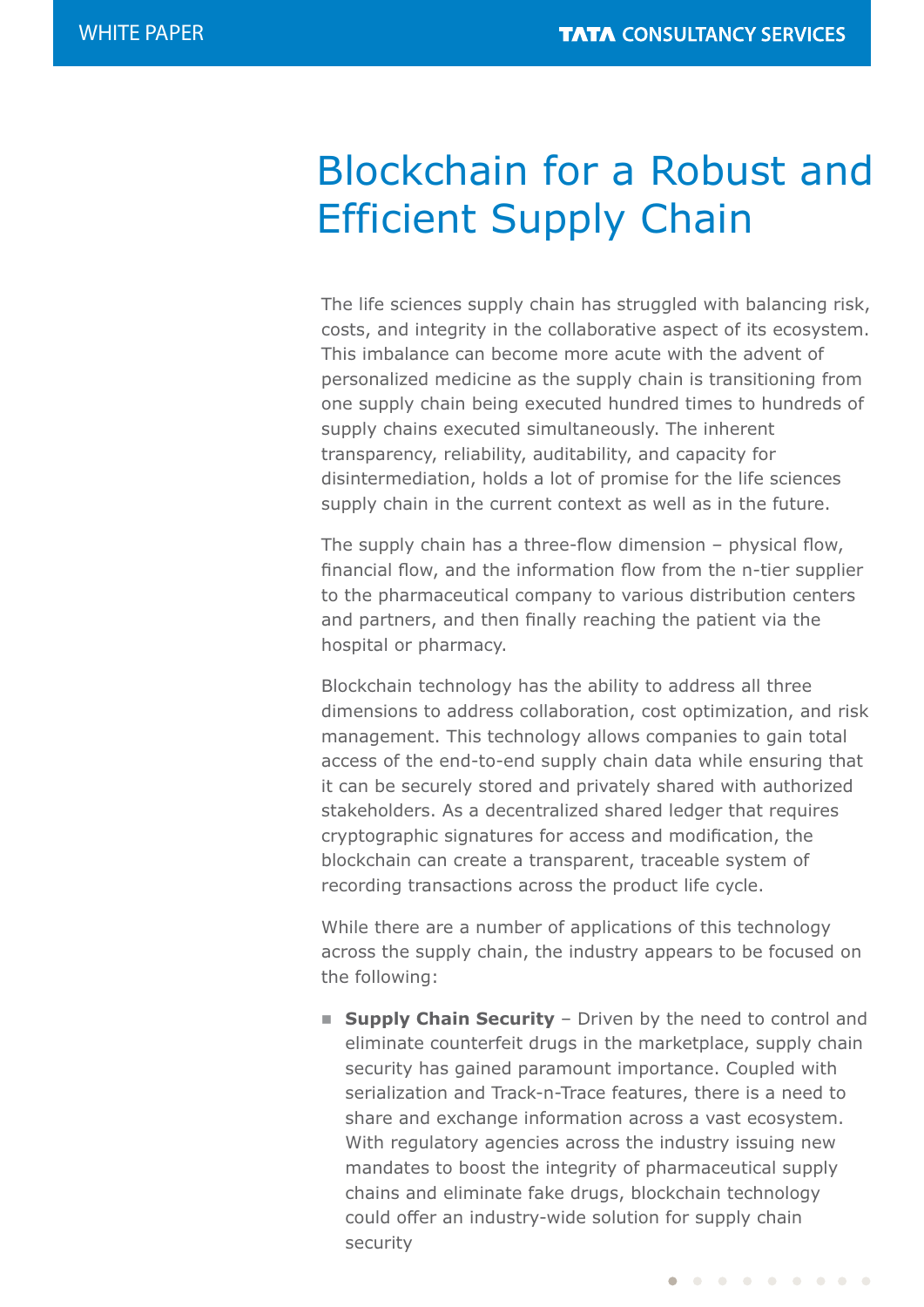# Blockchain for a Robust and Efficient Supply Chain

The life sciences supply chain has struggled with balancing risk, costs, and integrity in the collaborative aspect of its ecosystem. This imbalance can become more acute with the advent of personalized medicine as the supply chain is transitioning from one supply chain being executed hundred times to hundreds of supply chains executed simultaneously. The inherent transparency, reliability, auditability, and capacity for disintermediation, holds a lot of promise for the life sciences supply chain in the current context as well as in the future.

The supply chain has a three-flow dimension – physical flow, financial flow, and the information flow from the n-tier supplier to the pharmaceutical company to various distribution centers and partners, and then finally reaching the patient via the hospital or pharmacy.

Blockchain technology has the ability to address all three dimensions to address collaboration, cost optimization, and risk management. This technology allows companies to gain total access of the end-to-end supply chain data while ensuring that it can be securely stored and privately shared with authorized stakeholders. As a decentralized shared ledger that requires cryptographic signatures for access and modification, the blockchain can create a transparent, traceable system of recording transactions across the product life cycle.

While there are a number of applications of this technology across the supply chain, the industry appears to be focused on the following:

- **Supply Chain Security** – Driven by the need to control and eliminate counterfeit drugs in the marketplace, supply chain security has gained paramount importance. Coupled with serialization and Track-n-Trace features, there is a need to share and exchange information across a vast ecosystem. With regulatory agencies across the industry issuing new mandates to boost the integrity of pharmaceutical supply chains and eliminate fake drugs, blockchain technology could offer an industry-wide solution for supply chain security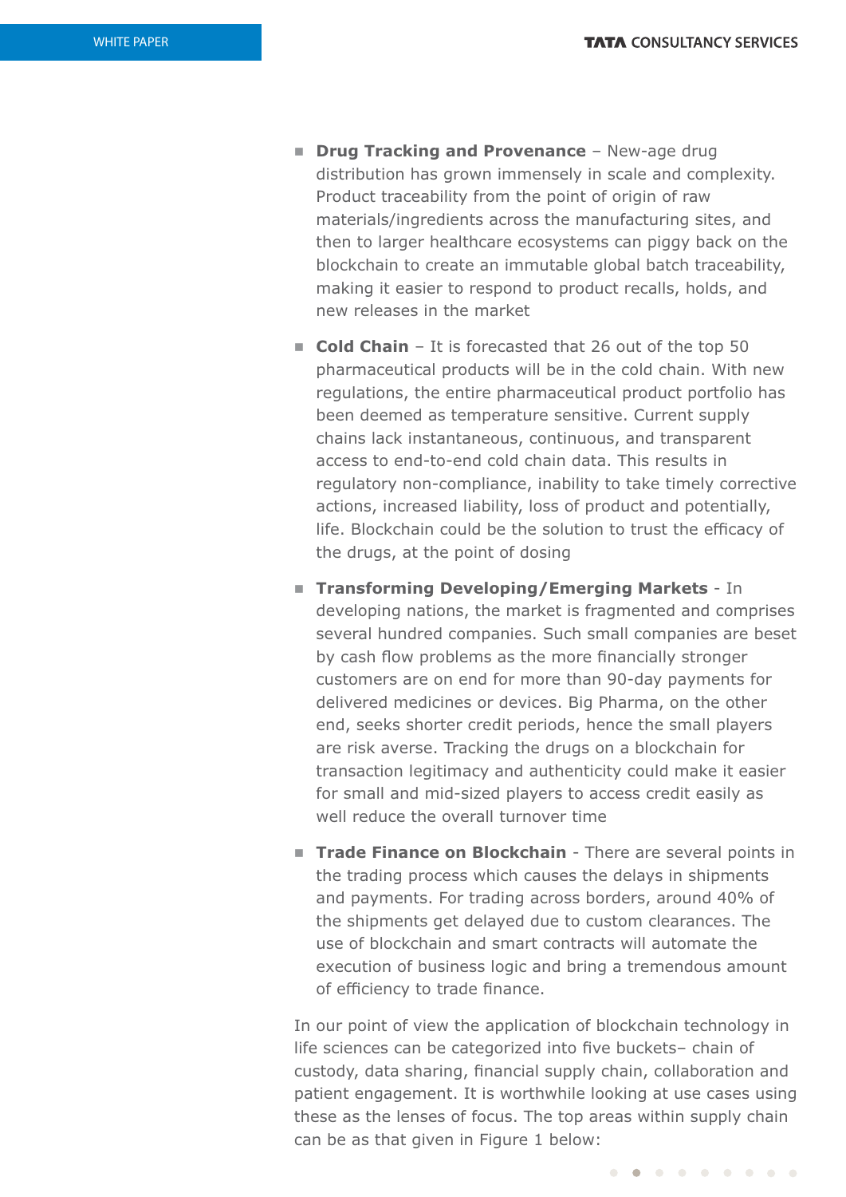- **Drug Tracking and Provenance** – New-age drug distribution has grown immensely in scale and complexity. Product traceability from the point of origin of raw materials/ingredients across the manufacturing sites, and then to larger healthcare ecosystems can piggy back on the blockchain to create an immutable global batch traceability, making it easier to respond to product recalls, holds, and new releases in the market

- **Cold Chain** – It is forecasted that 26 out of the top 50 pharmaceutical products will be in the cold chain. With new regulations, the entire pharmaceutical product portfolio has been deemed as temperature sensitive. Current supply chains lack instantaneous, continuous, and transparent access to end-to-end cold chain data. This results in regulatory non-compliance, inability to take timely corrective actions, increased liability, loss of product and potentially, life. Blockchain could be the solution to trust the efficacy of the drugs, at the point of dosing

- **Transforming Developing/Emerging Markets** - In developing nations, the market is fragmented and comprises several hundred companies. Such small companies are beset by cash flow problems as the more financially stronger customers are on end for more than 90-day payments for delivered medicines or devices. Big Pharma, on the other end, seeks shorter credit periods, hence the small players are risk averse. Tracking the drugs on a blockchain for transaction legitimacy and authenticity could make it easier for small and mid-sized players to access credit easily as well reduce the overall turnover time

- **Trade Finance on Blockchain** - There are several points in the trading process which causes the delays in shipments and payments. For trading across borders, around 40% of the shipments get delayed due to custom clearances. The use of blockchain and smart contracts will automate the execution of business logic and bring a tremendous amount of efficiency to trade finance.

In our point of view the application of blockchain technology in life sciences can be categorized into five buckets– chain of custody, data sharing, financial supply chain, collaboration and patient engagement. It is worthwhile looking at use cases using these as the lenses of focus. The top areas within supply chain can be as that given in Figure 1 below: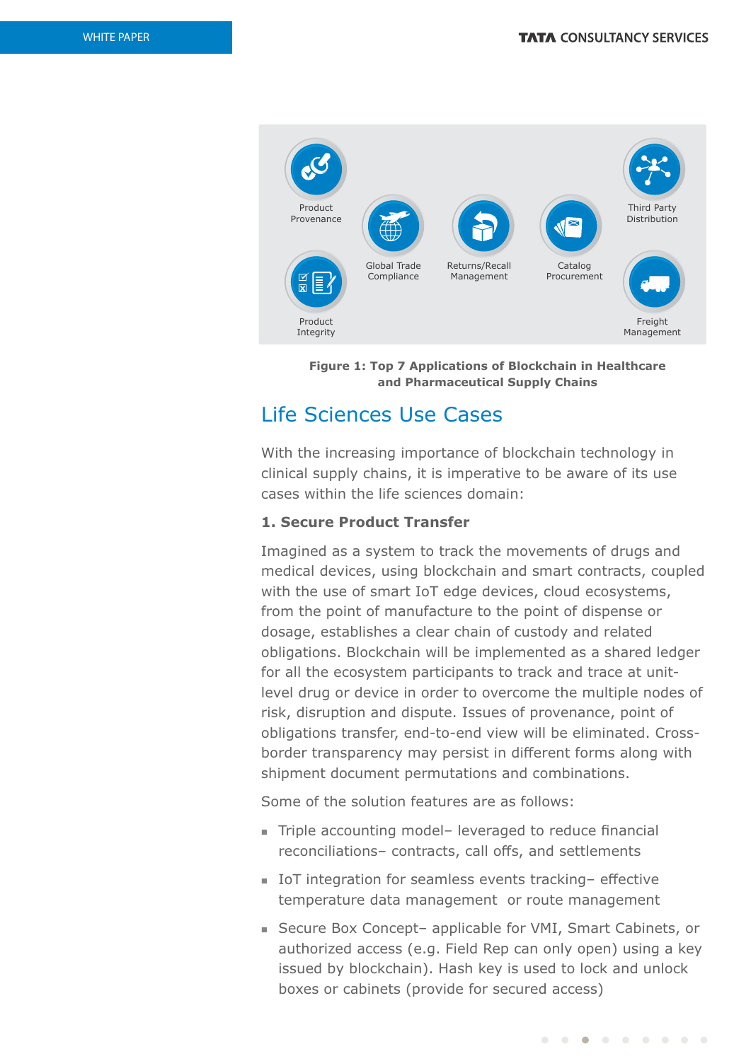Product Provenance

Global Trade Compliance

Returns/Recall Management

Catalog Procurement

Third Party Distribution

Product Integrity

Freight Management

**Figure 1: Top 7 Applications of Blockchain in Healthcare and Pharmaceutical Supply Chains**

## Life Sciences Use Cases

With the increasing importance of blockchain technology in clinical supply chains, it is imperative to be aware of its use cases within the life sciences domain:

### 1. Secure Product Transfer

Imagined as a system to track the movements of drugs and medical devices, using blockchain and smart contracts, coupled with the use of smart IoT edge devices, cloud ecosystems, from the point of manufacture to the point of dispense or dosage, establishes a clear chain of custody and related obligations. Blockchain will be implemented as a shared ledger for all the ecosystem participants to track and trace at unit-level drug or device in order to overcome the multiple nodes of risk, disruption and dispute. Issues of provenance, point of obligations transfer, end-to-end view will be eliminated. Cross-border transparency may persist in different forms along with shipment document permutations and combinations.

Some of the solution features are as follows:

- Triple accounting model– leveraged to reduce financial reconciliations– contracts, call offs, and settlements
- IoT integration for seamless events tracking– effective temperature data management or route management
- Secure Box Concept– applicable for VMI, Smart Cabinets, or authorized access (e.g. Field Rep can only open) using a key issued by blockchain). Hash key is used to lock and unlock boxes or cabinets (provide for secured access)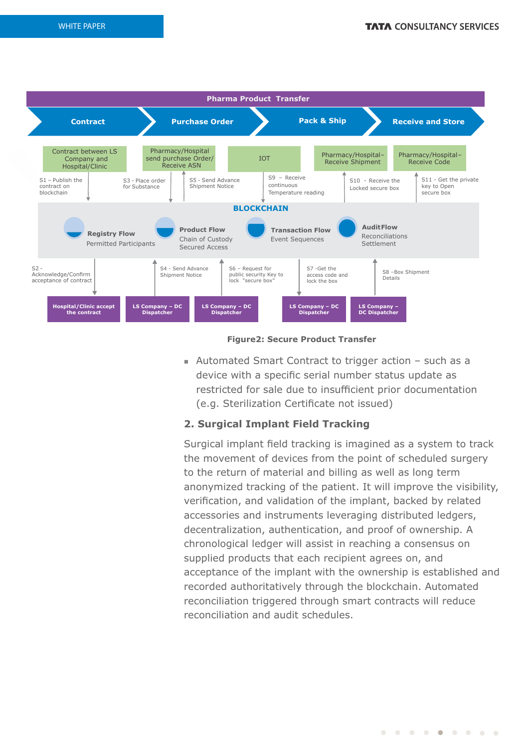**Pharma Product Transfer**

**Contract** → **Purchase Order** → **Pack & Ship** → **Receive and Store**

- Contract between LS Company and Hospital/Clinic
  - S1 – Publish the contract on blockchain
- Pharmacy/Hospital send purchase Order/ Receive ASN
  - S3 - Place order for Substance
  - S5 - Send Advance Shipment Notice
- IOT
  - S9 – Receive continuous Temperature reading
- Pharmacy/Hospital– Receive Shipment
  - S10 - Receive the Locked secure box
- Pharmacy/Hospital– Receive Code
  - S11 - Get the private key to Open secure box

**BLOCKCHAIN**

- **Registry Flow** – Permitted Participants
- **Product Flow** – Chain of Custody, Secured Access
- **Transaction Flow** – Event Sequences
- **AuditFlow** – Reconciliations, Settlement

- S2 - Acknowledge/Confirm acceptance of contract – **Hospital/Clinic accept the contract**
- S4 - Send Advance Shipment Notice – **LS Company – DC Dispatcher**
- S6 – Request for public security Key to lock "secure box" – **LS Company – DC Dispatcher**
- S7 -Get the access code and lock the box – **LS Company – DC Dispatcher**
- S8 –Box Shipment Details – **LS Company – DC Dispatcher**

**Figure2: Secure Product Transfer**

- Automated Smart Contract to trigger action – such as a device with a specific serial number status update as restricted for sale due to insufficient prior documentation (e.g. Sterilization Certificate not issued)

## 2. Surgical Implant Field Tracking

Surgical implant field tracking is imagined as a system to track the movement of devices from the point of scheduled surgery to the return of material and billing as well as long term anonymized tracking of the patient. It will improve the visibility, verification, and validation of the implant, backed by related accessories and instruments leveraging distributed ledgers, decentralization, authentication, and proof of ownership. A chronological ledger will assist in reaching a consensus on supplied products that each recipient agrees on, and acceptance of the implant with the ownership is established and recorded authoritatively through the blockchain. Automated reconciliation triggered through smart contracts will reduce reconciliation and audit schedules.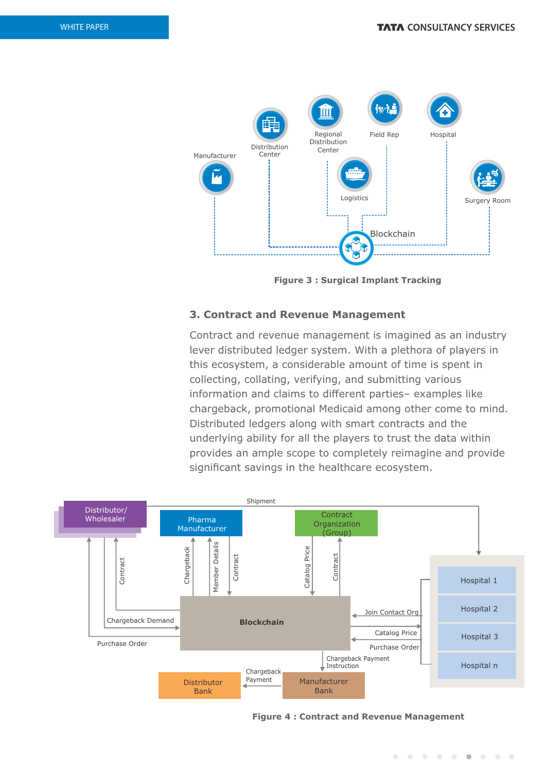**Figure 3 : Surgical Implant Tracking**

### 3. Contract and Revenue Management

Contract and revenue management is imagined as an industry lever distributed ledger system. With a plethora of players in this ecosystem, a considerable amount of time is spent in collecting, collating, verifying, and submitting various information and claims to different parties– examples like chargeback, promotional Medicaid among other come to mind. Distributed ledgers along with smart contracts and the underlying ability for all the players to trust the data within provides an ample scope to completely reimagine and provide significant savings in the healthcare ecosystem.

**Figure 4 : Contract and Revenue Management**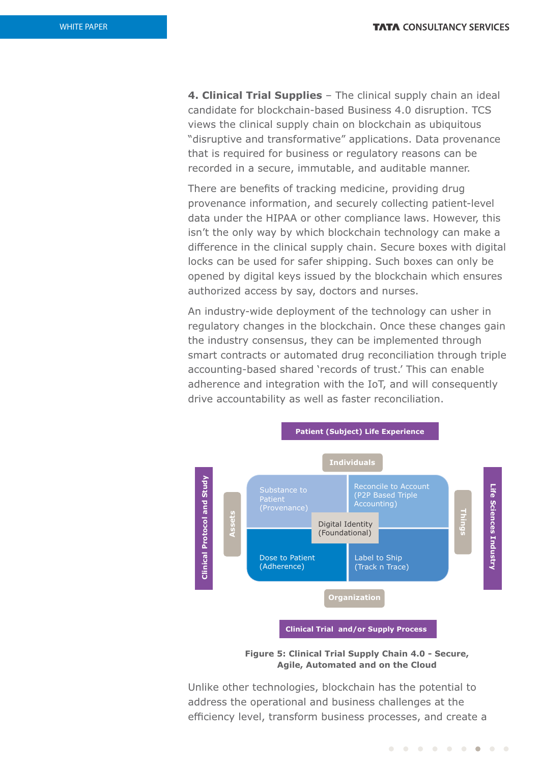**4. Clinical Trial Supplies** – The clinical supply chain an ideal candidate for blockchain-based Business 4.0 disruption. TCS views the clinical supply chain on blockchain as ubiquitous "disruptive and transformative" applications. Data provenance that is required for business or regulatory reasons can be recorded in a secure, immutable, and auditable manner.

There are benefits of tracking medicine, providing drug provenance information, and securely collecting patient-level data under the HIPAA or other compliance laws. However, this isn't the only way by which blockchain technology can make a difference in the clinical supply chain. Secure boxes with digital locks can be used for safer shipping. Such boxes can only be opened by digital keys issued by the blockchain which ensures authorized access by say, doctors and nurses.

An industry-wide deployment of the technology can usher in regulatory changes in the blockchain. Once these changes gain the industry consensus, they can be implemented through smart contracts or automated drug reconciliation through triple accounting-based shared 'records of trust.' This can enable adherence and integration with the IoT, and will consequently drive accountability as well as faster reconciliation.

Patient (Subject) Life Experience

Individuals

Clinical Protocol and Study | Assets | Things | Life Sciences Industry

Substance to Patient (Provenance)

Reconcile to Account (P2P Based Triple Accounting)

Digital Identity (Foundational)

Dose to Patient (Adherence)

Label to Ship (Track n Trace)

Organization

Clinical Trial and/or Supply Process

**Figure 5: Clinical Trial Supply Chain 4.0 - Secure, Agile, Automated and on the Cloud**

Unlike other technologies, blockchain has the potential to address the operational and business challenges at the efficiency level, transform business processes, and create a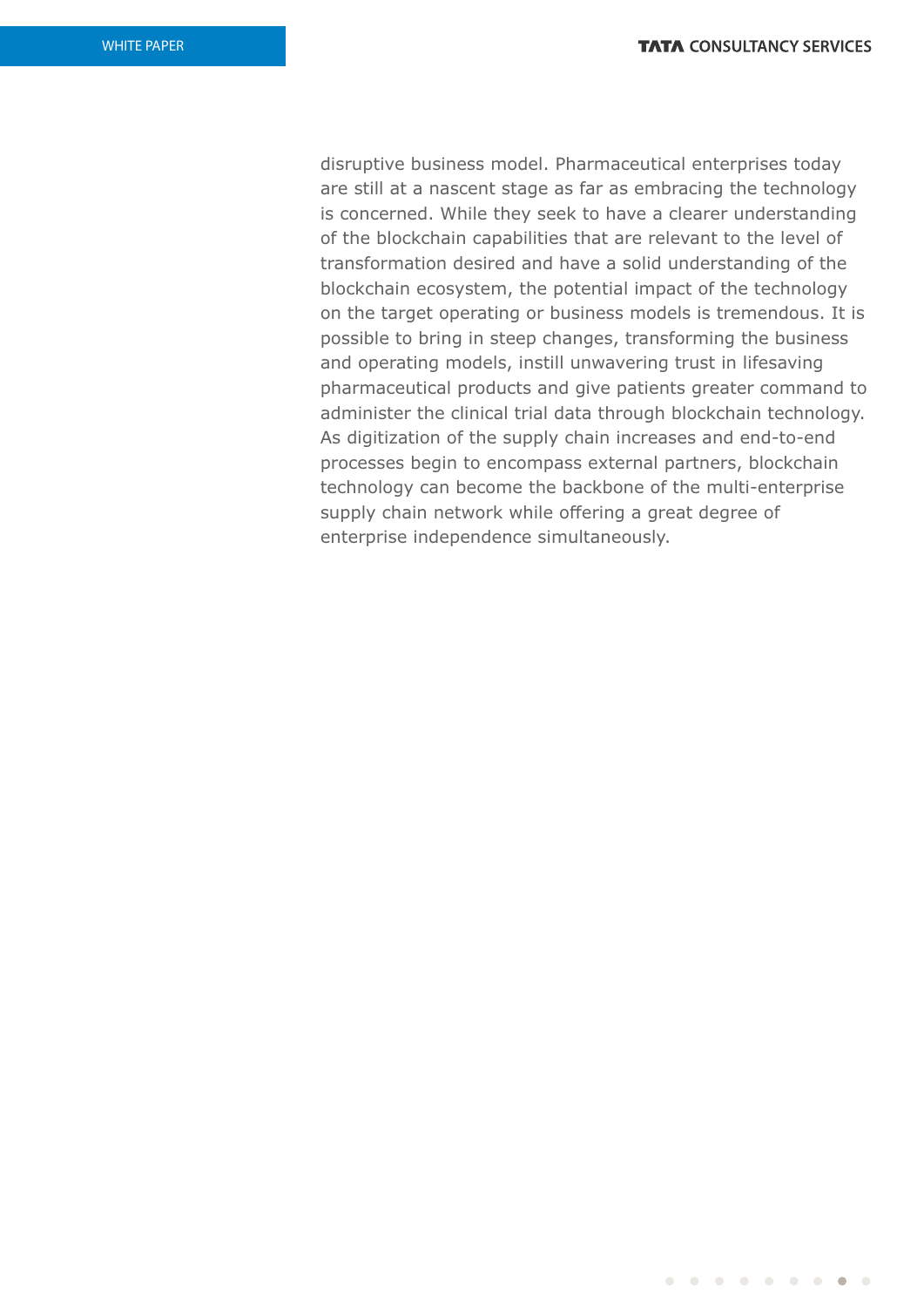disruptive business model. Pharmaceutical enterprises today are still at a nascent stage as far as embracing the technology is concerned. While they seek to have a clearer understanding of the blockchain capabilities that are relevant to the level of transformation desired and have a solid understanding of the blockchain ecosystem, the potential impact of the technology on the target operating or business models is tremendous. It is possible to bring in steep changes, transforming the business and operating models, instill unwavering trust in lifesaving pharmaceutical products and give patients greater command to administer the clinical trial data through blockchain technology. As digitization of the supply chain increases and end-to-end processes begin to encompass external partners, blockchain technology can become the backbone of the multi-enterprise supply chain network while offering a great degree of enterprise independence simultaneously.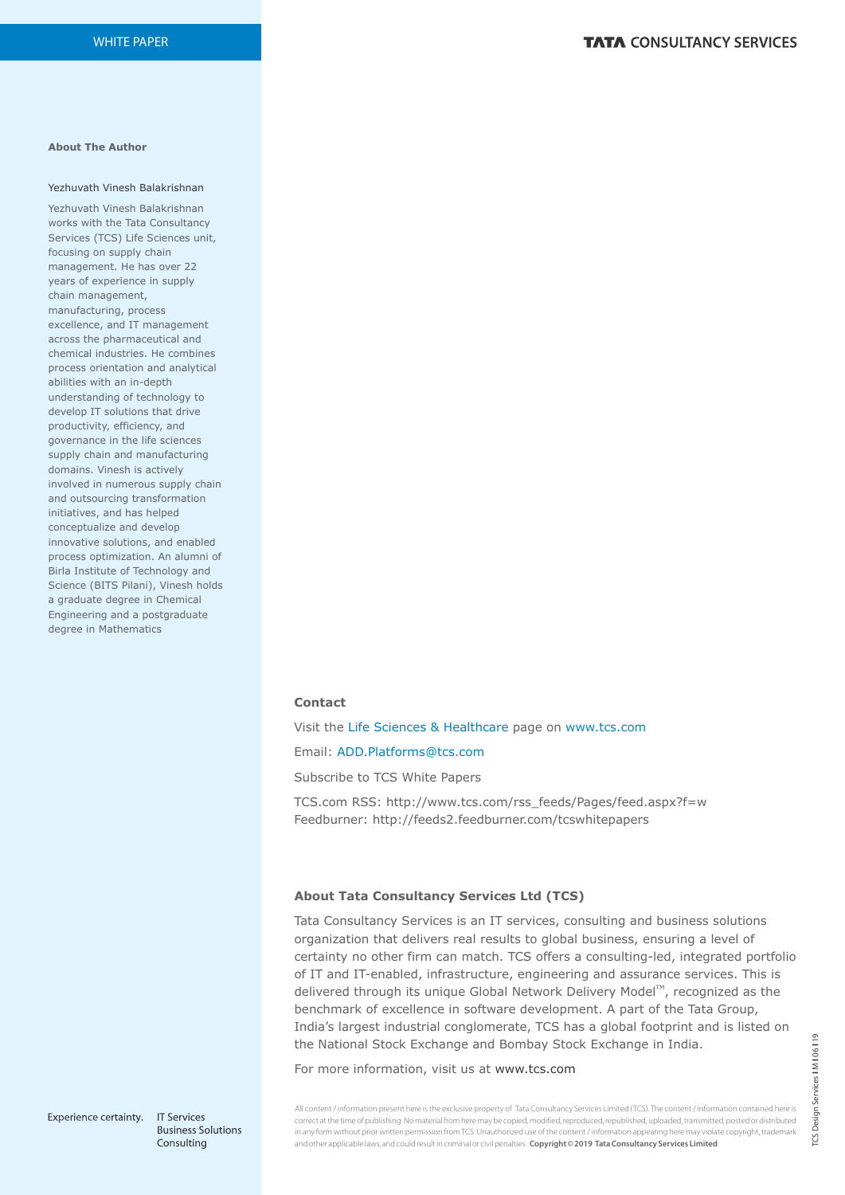## About The Author

Yezhuvath Vinesh Balakrishnan

Yezhuvath Vinesh Balakrishnan works with the Tata Consultancy Services (TCS) Life Sciences unit, focusing on supply chain management. He has over 22 years of experience in supply chain management, manufacturing, process excellence, and IT management across the pharmaceutical and chemical industries. He combines process orientation and analytical abilities with an in-depth understanding of technology to develop IT solutions that drive productivity, efficiency, and governance in the life sciences supply chain and manufacturing domains. Vinesh is actively involved in numerous supply chain and outsourcing transformation initiatives, and has helped conceptualize and develop innovative solutions, and enabled process optimization. An alumni of Birla Institute of Technology and Science (BITS Pilani), Vinesh holds a graduate degree in Chemical Engineering and a postgraduate degree in Mathematics

## Contact

Visit the Life Sciences & Healthcare page on www.tcs.com

Email: ADD.Platforms@tcs.com

Subscribe to TCS White Papers

TCS.com RSS: http://www.tcs.com/rss_feeds/Pages/feed.aspx?f=w
Feedburner: http://feeds2.feedburner.com/tcswhitepapers

## About Tata Consultancy Services Ltd (TCS)

Tata Consultancy Services is an IT services, consulting and business solutions organization that delivers real results to global business, ensuring a level of certainty no other firm can match. TCS offers a consulting-led, integrated portfolio of IT and IT-enabled, infrastructure, engineering and assurance services. This is delivered through its unique Global Network Delivery Model™, recognized as the benchmark of excellence in software development. A part of the Tata Group, India's largest industrial conglomerate, TCS has a global footprint and is listed on the National Stock Exchange and Bombay Stock Exchange in India.

For more information, visit us at www.tcs.com

Experience certainty. IT Services
Business Solutions
Consulting

All content / information present here is the exclusive property of Tata Consultancy Services Limited (TCS). The content / information contained here is correct at the time of publishing. No material from here may be copied, modified, reproduced, republished, uploaded, transmitted, posted or distributed in any form without prior written permission from TCS. Unauthorized use of the content / information appearing here may violate copyright, trademark and other applicable laws, and could result in criminal or civil penalties. **Copyright © 2019 Tata Consultancy Services Limited**

TCS Design Services I M I 06 I 19